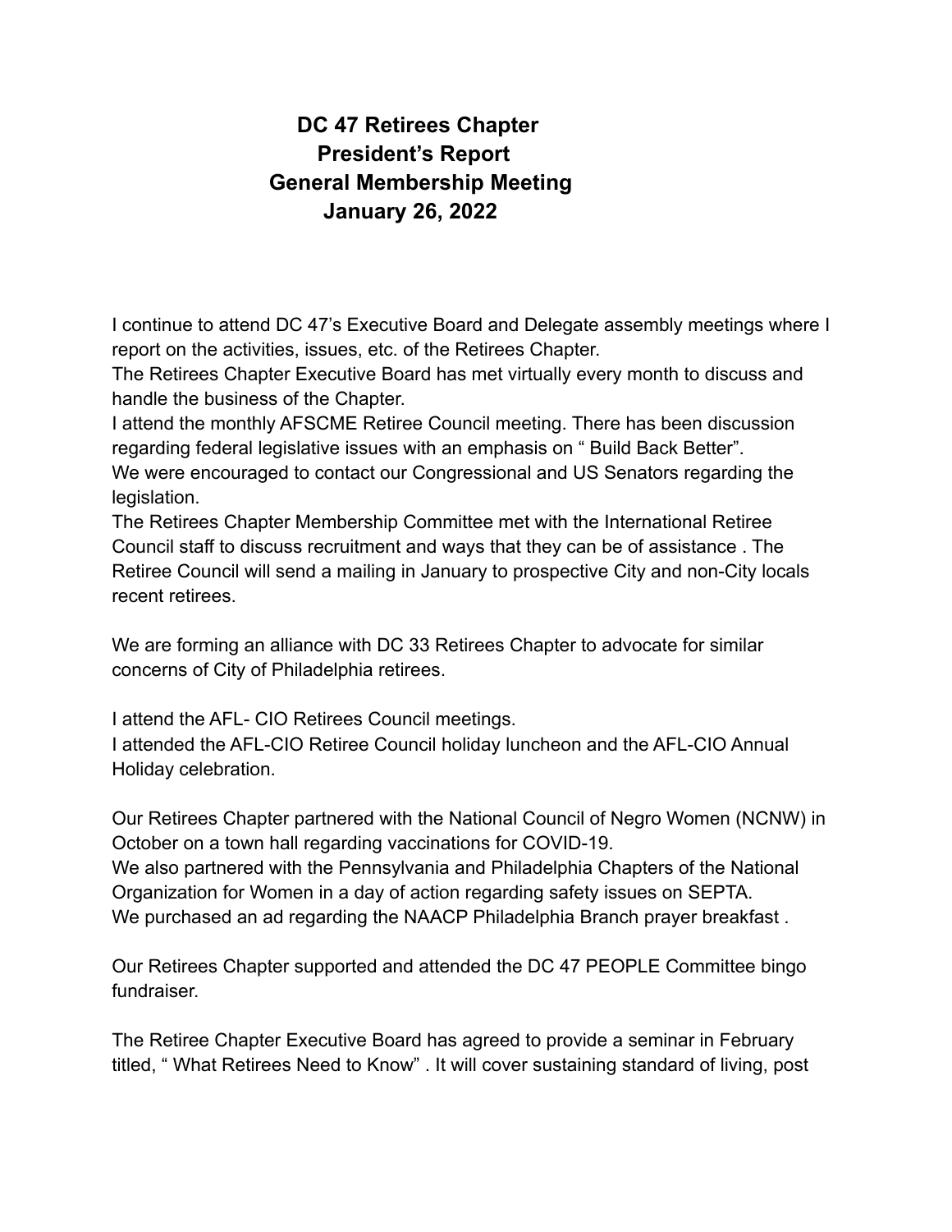# DC 47 Retirees Chapter
# President's Report
# General Membership Meeting
# January 26, 2022

I continue to attend DC 47's Executive Board and Delegate assembly meetings where I report on the activities, issues, etc. of the Retirees Chapter.
The Retirees Chapter Executive Board has met virtually every month to discuss and handle the business of the Chapter.
I attend the monthly AFSCME Retiree Council meeting. There has been discussion regarding federal legislative issues with an emphasis on " Build Back Better".
We were encouraged to contact our Congressional and US Senators regarding the legislation.
The Retirees Chapter Membership Committee met with the International Retiree Council staff to discuss recruitment and ways that they can be of assistance . The Retiree Council will send a mailing in January to prospective City and non-City locals recent retirees.

We are forming an alliance with DC 33 Retirees Chapter to advocate for similar concerns of City of Philadelphia retirees.

I attend the AFL- CIO Retirees Council meetings.
I attended the AFL-CIO Retiree Council holiday luncheon and the AFL-CIO Annual Holiday celebration.

Our Retirees Chapter partnered with the National Council of Negro Women (NCNW) in October on a town hall regarding vaccinations for COVID-19.
We also partnered with the Pennsylvania and Philadelphia Chapters of the National Organization for Women in a day of action regarding safety issues on SEPTA.
We purchased an ad regarding the NAACP Philadelphia Branch prayer breakfast .

Our Retirees Chapter supported and attended the DC 47 PEOPLE Committee bingo fundraiser.

The Retiree Chapter Executive Board has agreed to provide a seminar in February titled, " What Retirees Need to Know" . It will cover sustaining standard of living, post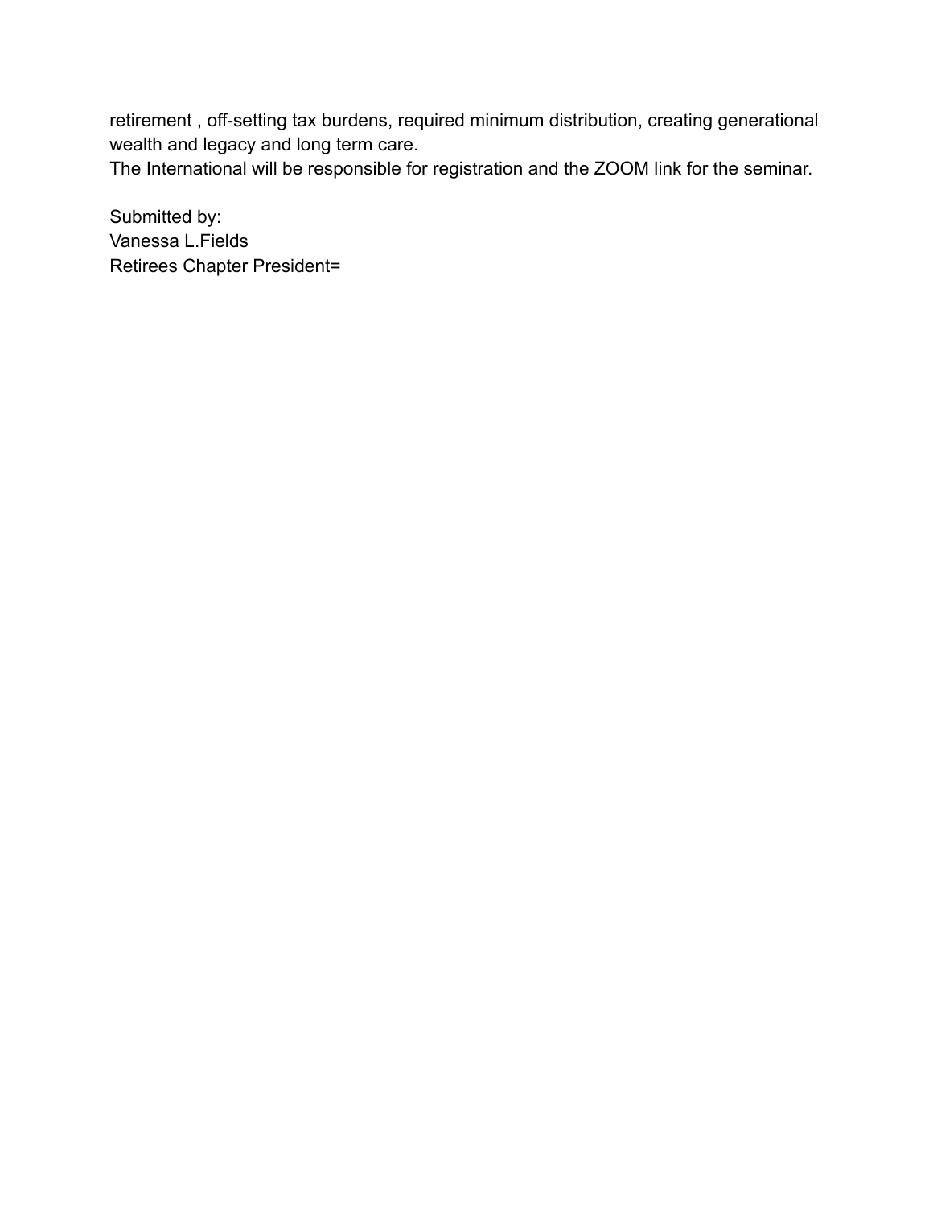retirement , off-setting tax burdens, required minimum distribution, creating generational wealth and legacy and long term care.
The International will be responsible for registration and the ZOOM link for the seminar.

Submitted by:
Vanessa L.Fields
Retirees Chapter President=